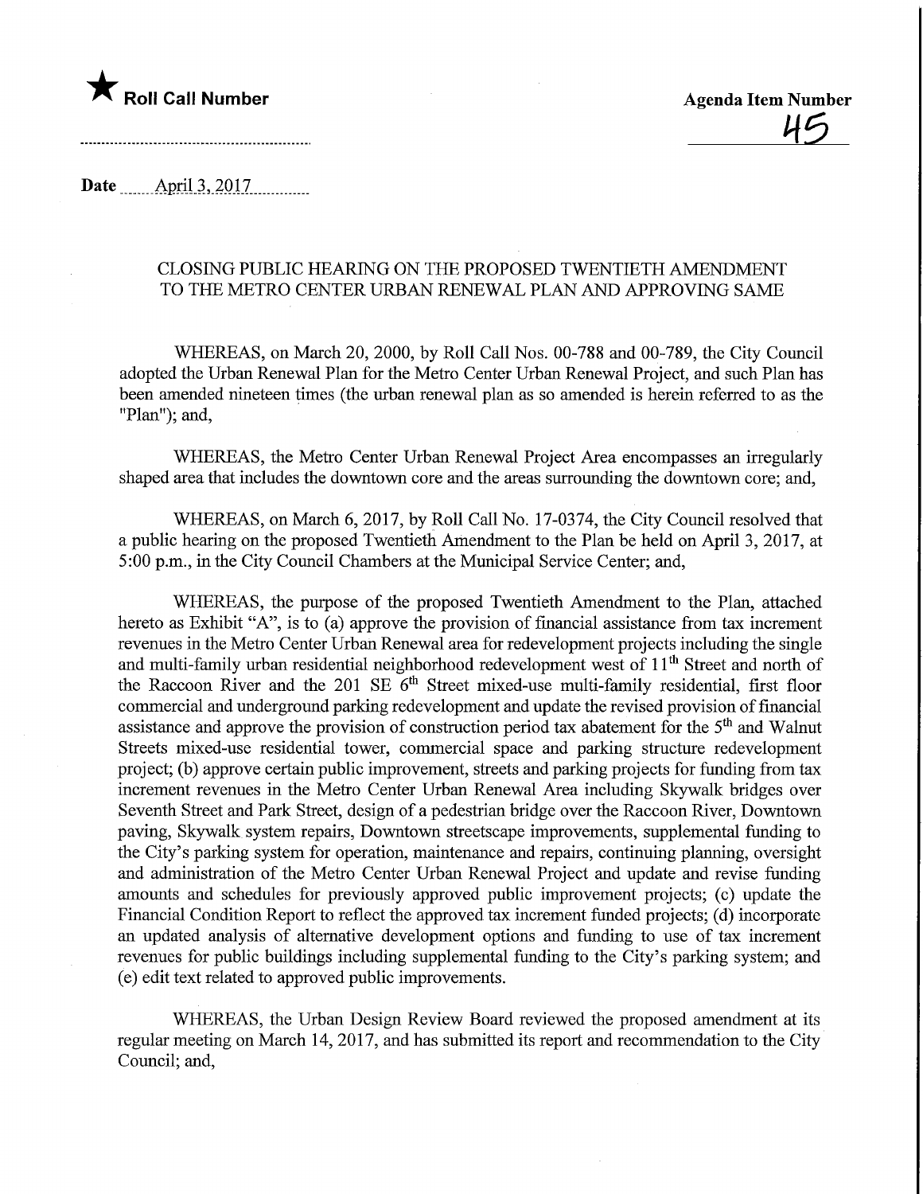★ **Roll Call Number**

**Agenda Item Number**

45

**Date** April 3, 2017

## CLOSING PUBLIC HEARING ON THE PROPOSED TWENTIETH AMENDMENT TO THE METRO CENTER URBAN RENEWAL PLAN AND APPROVING SAME

WHEREAS, on March 20, 2000, by Roll Call Nos. 00-788 and 00-789, the City Council adopted the Urban Renewal Plan for the Metro Center Urban Renewal Project, and such Plan has been amended nineteen times (the urban renewal plan as so amended is herein referred to as the "Plan"); and,

WHEREAS, the Metro Center Urban Renewal Project Area encompasses an irregularly shaped area that includes the downtown core and the areas surrounding the downtown core; and,

WHEREAS, on March 6, 2017, by Roll Call No. 17-0374, the City Council resolved that a public hearing on the proposed Twentieth Amendment to the Plan be held on April 3, 2017, at 5:00 p.m., in the City Council Chambers at the Municipal Service Center; and,

WHEREAS, the purpose of the proposed Twentieth Amendment to the Plan, attached hereto as Exhibit "A", is to (a) approve the provision of financial assistance from tax increment revenues in the Metro Center Urban Renewal area for redevelopment projects including the single and multi-family urban residential neighborhood redevelopment west of 11th Street and north of the Raccoon River and the 201 SE 6th Street mixed-use multi-family residential, first floor commercial and underground parking redevelopment and update the revised provision of financial assistance and approve the provision of construction period tax abatement for the 5th and Walnut Streets mixed-use residential tower, commercial space and parking structure redevelopment project; (b) approve certain public improvement, streets and parking projects for funding from tax increment revenues in the Metro Center Urban Renewal Area including Skywalk bridges over Seventh Street and Park Street, design of a pedestrian bridge over the Raccoon River, Downtown paving, Skywalk system repairs, Downtown streetscape improvements, supplemental funding to the City's parking system for operation, maintenance and repairs, continuing planning, oversight and administration of the Metro Center Urban Renewal Project and update and revise funding amounts and schedules for previously approved public improvement projects; (c) update the Financial Condition Report to reflect the approved tax increment funded projects; (d) incorporate an updated analysis of alternative development options and funding to use of tax increment revenues for public buildings including supplemental funding to the City's parking system; and (e) edit text related to approved public improvements.

WHEREAS, the Urban Design Review Board reviewed the proposed amendment at its regular meeting on March 14, 2017, and has submitted its report and recommendation to the City Council; and,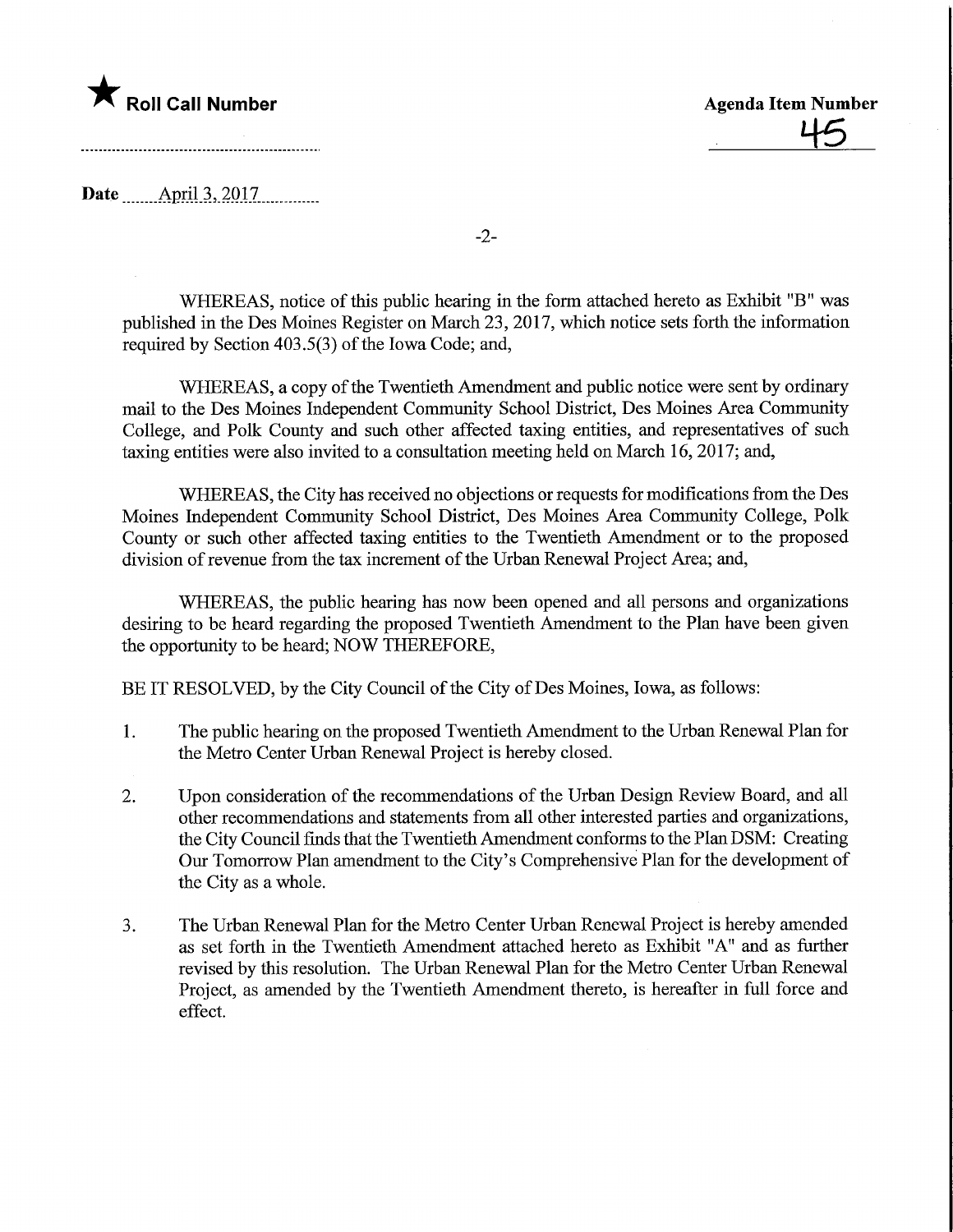WHEREAS, notice of this public hearing in the form attached hereto as Exhibit "B" was published in the Des Moines Register on March 23, 2017, which notice sets forth the information required by Section 403.5(3) of the Iowa Code; and,

WHEREAS, a copy of the Twentieth Amendment and public notice were sent by ordinary mail to the Des Moines Independent Community School District, Des Moines Area Community College, and Polk County and such other affected taxing entities, and representatives of such taxing entities were also invited to a consultation meeting held on March 16, 2017; and,

WHEREAS, the City has received no objections or requests for modifications from the Des Moines Independent Community School District, Des Moines Area Community College, Polk County or such other affected taxing entities to the Twentieth Amendment or to the proposed division of revenue from the tax increment of the Urban Renewal Project Area; and,

WHEREAS, the public hearing has now been opened and all persons and organizations desiring to be heard regarding the proposed Twentieth Amendment to the Plan have been given the opportunity to be heard; NOW THEREFORE,

BE IT RESOLVED, by the City Council of the City of Des Moines, Iowa, as follows:

1. The public hearing on the proposed Twentieth Amendment to the Urban Renewal Plan for the Metro Center Urban Renewal Project is hereby closed.

2. Upon consideration of the recommendations of the Urban Design Review Board, and all other recommendations and statements from all other interested parties and organizations, the City Council finds that the Twentieth Amendment conforms to the Plan DSM: Creating Our Tomorrow Plan amendment to the City's Comprehensive Plan for the development of the City as a whole.

3. The Urban Renewal Plan for the Metro Center Urban Renewal Project is hereby amended as set forth in the Twentieth Amendment attached hereto as Exhibit "A" and as further revised by this resolution. The Urban Renewal Plan for the Metro Center Urban Renewal Project, as amended by the Twentieth Amendment thereto, is hereafter in full force and effect.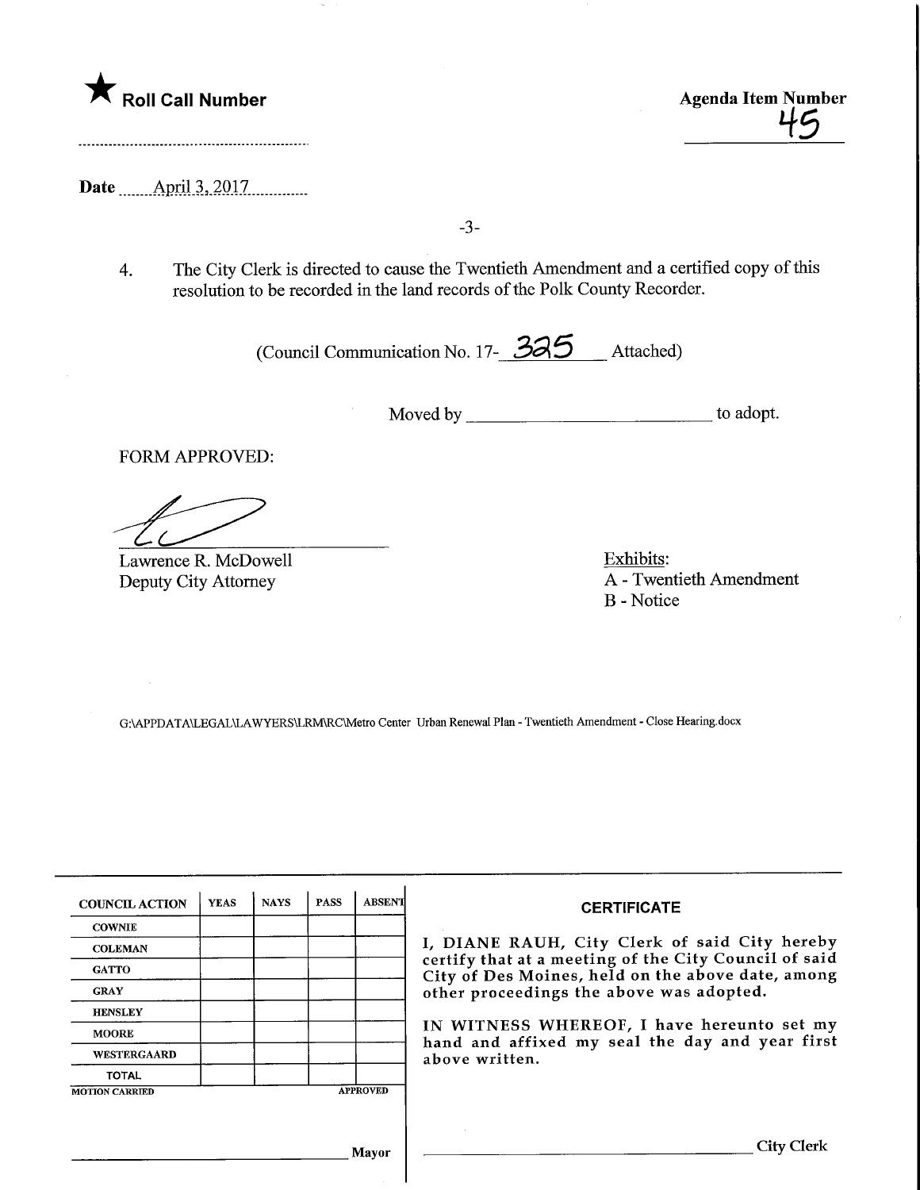★ **Roll Call Number**

**Agenda Item Number**
45

**Date** April 3, 2017

4. The City Clerk is directed to cause the Twentieth Amendment and a certified copy of this resolution to be recorded in the land records of the Polk County Recorder.

(Council Communication No. 17- 325 Attached)

Moved by ____________________________ to adopt.

FORM APPROVED:

Lawrence R. McDowell
Deputy City Attorney

Exhibits:
A - Twentieth Amendment
B - Notice

G:\APPDATA\LEGAL\LAWYERS\LRM\RC\Metro Center Urban Renewal Plan - Twentieth Amendment - Close Hearing.docx

| COUNCIL ACTION | YEAS | NAYS | PASS | ABSENT |
|---|---|---|---|---|
| COWNIE | | | | |
| COLEMAN | | | | |
| GATTO | | | | |
| GRAY | | | | |
| HENSLEY | | | | |
| MOORE | | | | |
| WESTERGAARD | | | | |
| TOTAL | | | | |

MOTION CARRIED APPROVED

______________________________ Mayor

**CERTIFICATE**

I, DIANE RAUH, City Clerk of said City hereby certify that at a meeting of the City Council of said City of Des Moines, held on the above date, among other proceedings the above was adopted.

IN WITNESS WHEREOF, I have hereunto set my hand and affixed my seal the day and year first above written.

______________________________ City Clerk